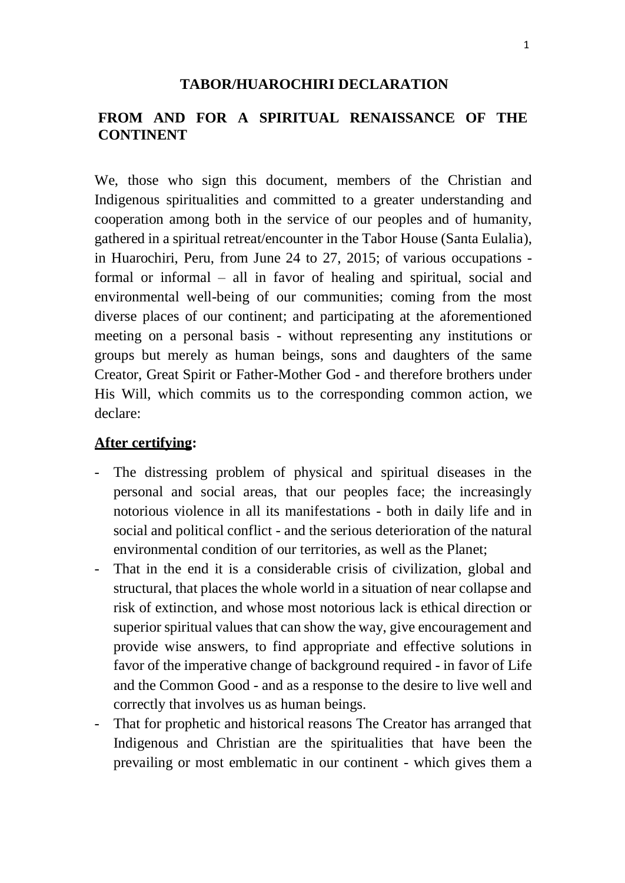# TABOR/HUAROCHIRI DECLARATION

## FROM AND FOR A SPIRITUAL RENAISSANCE OF THE CONTINENT

We, those who sign this document, members of the Christian and Indigenous spiritualities and committed to a greater understanding and cooperation among both in the service of our peoples and of humanity, gathered in a spiritual retreat/encounter in the Tabor House (Santa Eulalia), in Huarochiri, Peru, from June 24 to 27, 2015; of various occupations - formal or informal – all in favor of healing and spiritual, social and environmental well-being of our communities; coming from the most diverse places of our continent; and participating at the aforementioned meeting on a personal basis - without representing any institutions or groups but merely as human beings, sons and daughters of the same Creator, Great Spirit or Father-Mother God - and therefore brothers under His Will, which commits us to the corresponding common action, we declare:

**<u>After certifying</u>:**

- The distressing problem of physical and spiritual diseases in the personal and social areas, that our peoples face; the increasingly notorious violence in all its manifestations - both in daily life and in social and political conflict - and the serious deterioration of the natural environmental condition of our territories, as well as the Planet;
- That in the end it is a considerable crisis of civilization, global and structural, that places the whole world in a situation of near collapse and risk of extinction, and whose most notorious lack is ethical direction or superior spiritual values that can show the way, give encouragement and provide wise answers, to find appropriate and effective solutions in favor of the imperative change of background required - in favor of Life and the Common Good - and as a response to the desire to live well and correctly that involves us as human beings.
- That for prophetic and historical reasons The Creator has arranged that Indigenous and Christian are the spiritualities that have been the prevailing or most emblematic in our continent - which gives them a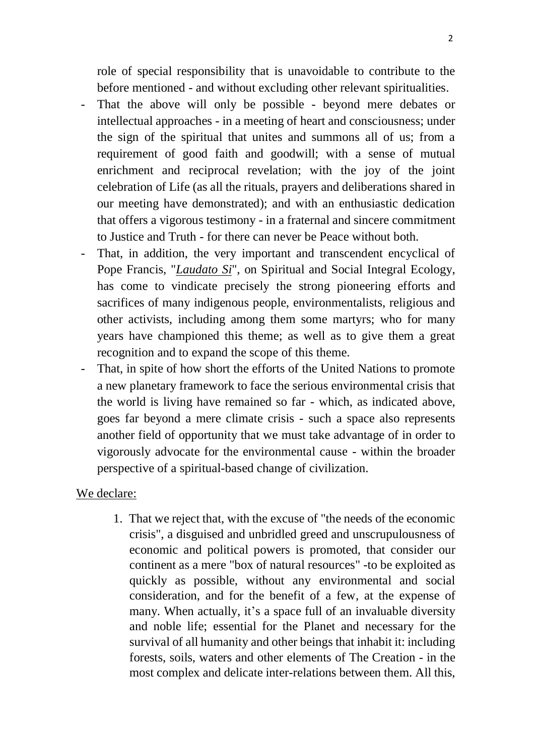role of special responsibility that is unavoidable to contribute to the before mentioned - and without excluding other relevant spiritualities.

- That the above will only be possible - beyond mere debates or intellectual approaches - in a meeting of heart and consciousness; under the sign of the spiritual that unites and summons all of us; from a requirement of good faith and goodwill; with a sense of mutual enrichment and reciprocal revelation; with the joy of the joint celebration of Life (as all the rituals, prayers and deliberations shared in our meeting have demonstrated); and with an enthusiastic dedication that offers a vigorous testimony - in a fraternal and sincere commitment to Justice and Truth - for there can never be Peace without both.
- That, in addition, the very important and transcendent encyclical of Pope Francis, "*Laudato Si*", on Spiritual and Social Integral Ecology, has come to vindicate precisely the strong pioneering efforts and sacrifices of many indigenous people, environmentalists, religious and other activists, including among them some martyrs; who for many years have championed this theme; as well as to give them a great recognition and to expand the scope of this theme.
- That, in spite of how short the efforts of the United Nations to promote a new planetary framework to face the serious environmental crisis that the world is living have remained so far - which, as indicated above, goes far beyond a mere climate crisis - such a space also represents another field of opportunity that we must take advantage of in order to vigorously advocate for the environmental cause - within the broader perspective of a spiritual-based change of civilization.

We declare:

1. That we reject that, with the excuse of "the needs of the economic crisis", a disguised and unbridled greed and unscrupulousness of economic and political powers is promoted, that consider our continent as a mere "box of natural resources" -to be exploited as quickly as possible, without any environmental and social consideration, and for the benefit of a few, at the expense of many. When actually, it's a space full of an invaluable diversity and noble life; essential for the Planet and necessary for the survival of all humanity and other beings that inhabit it: including forests, soils, waters and other elements of The Creation - in the most complex and delicate inter-relations between them. All this,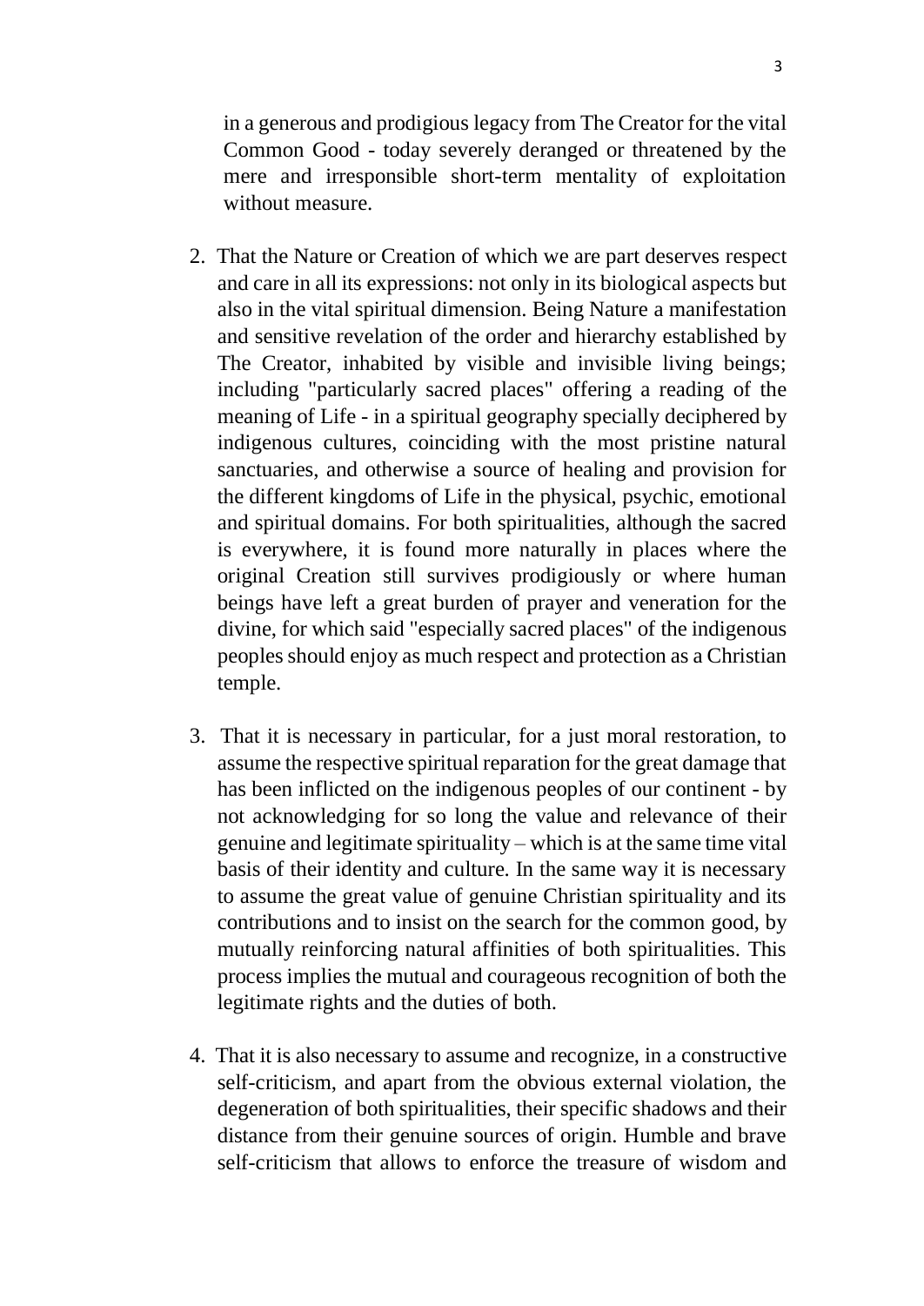in a generous and prodigious legacy from The Creator for the vital Common Good - today severely deranged or threatened by the mere and irresponsible short-term mentality of exploitation without measure.

2. That the Nature or Creation of which we are part deserves respect and care in all its expressions: not only in its biological aspects but also in the vital spiritual dimension. Being Nature a manifestation and sensitive revelation of the order and hierarchy established by The Creator, inhabited by visible and invisible living beings; including "particularly sacred places" offering a reading of the meaning of Life - in a spiritual geography specially deciphered by indigenous cultures, coinciding with the most pristine natural sanctuaries, and otherwise a source of healing and provision for the different kingdoms of Life in the physical, psychic, emotional and spiritual domains. For both spiritualities, although the sacred is everywhere, it is found more naturally in places where the original Creation still survives prodigiously or where human beings have left a great burden of prayer and veneration for the divine, for which said "especially sacred places" of the indigenous peoples should enjoy as much respect and protection as a Christian temple.

3. That it is necessary in particular, for a just moral restoration, to assume the respective spiritual reparation for the great damage that has been inflicted on the indigenous peoples of our continent - by not acknowledging for so long the value and relevance of their genuine and legitimate spirituality – which is at the same time vital basis of their identity and culture. In the same way it is necessary to assume the great value of genuine Christian spirituality and its contributions and to insist on the search for the common good, by mutually reinforcing natural affinities of both spiritualities. This process implies the mutual and courageous recognition of both the legitimate rights and the duties of both.

4. That it is also necessary to assume and recognize, in a constructive self-criticism, and apart from the obvious external violation, the degeneration of both spiritualities, their specific shadows and their distance from their genuine sources of origin. Humble and brave self-criticism that allows to enforce the treasure of wisdom and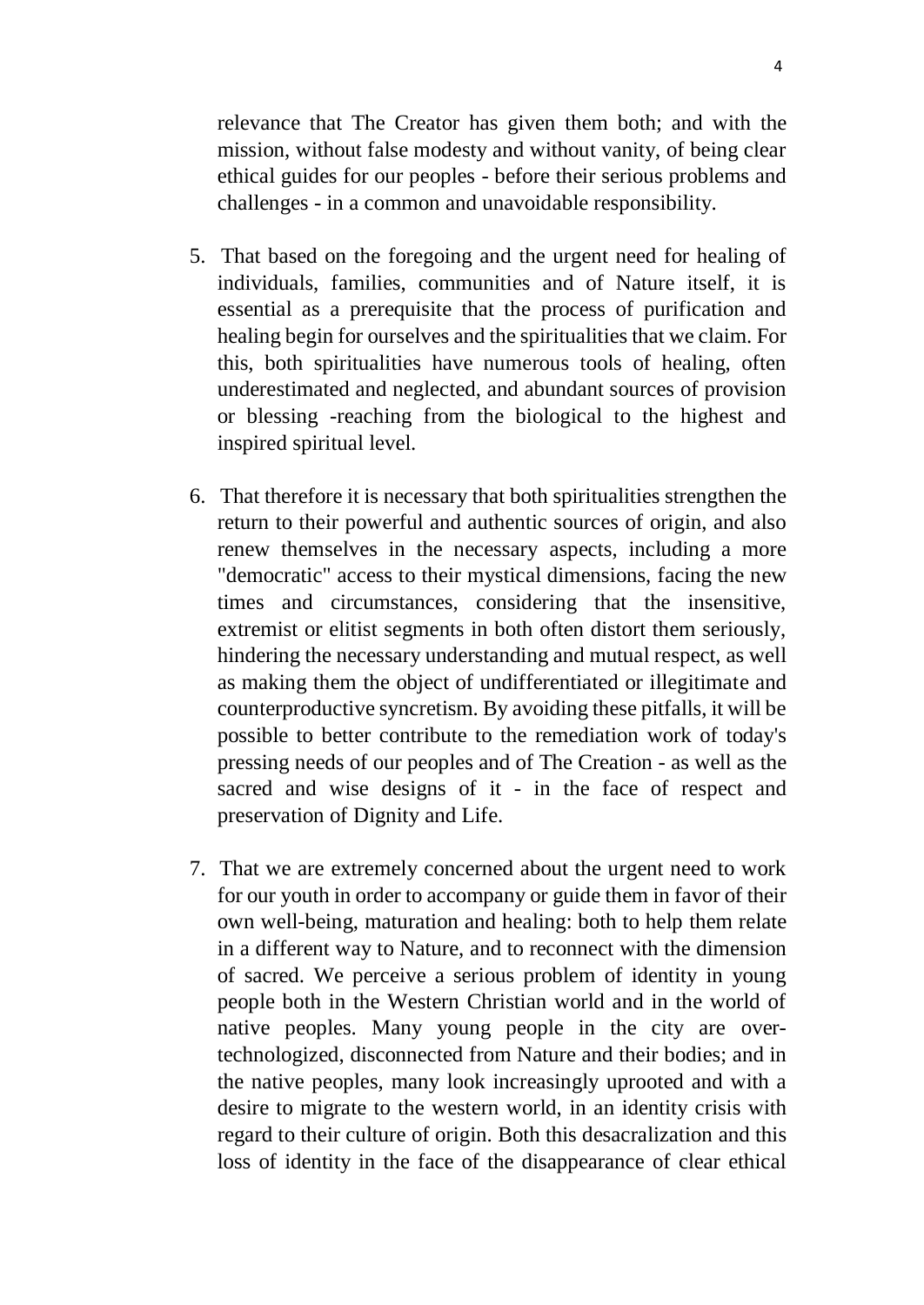relevance that The Creator has given them both; and with the mission, without false modesty and without vanity, of being clear ethical guides for our peoples - before their serious problems and challenges - in a common and unavoidable responsibility.

5. That based on the foregoing and the urgent need for healing of individuals, families, communities and of Nature itself, it is essential as a prerequisite that the process of purification and healing begin for ourselves and the spiritualities that we claim. For this, both spiritualities have numerous tools of healing, often underestimated and neglected, and abundant sources of provision or blessing -reaching from the biological to the highest and inspired spiritual level.

6. That therefore it is necessary that both spiritualities strengthen the return to their powerful and authentic sources of origin, and also renew themselves in the necessary aspects, including a more "democratic" access to their mystical dimensions, facing the new times and circumstances, considering that the insensitive, extremist or elitist segments in both often distort them seriously, hindering the necessary understanding and mutual respect, as well as making them the object of undifferentiated or illegitimate and counterproductive syncretism. By avoiding these pitfalls, it will be possible to better contribute to the remediation work of today's pressing needs of our peoples and of The Creation - as well as the sacred and wise designs of it - in the face of respect and preservation of Dignity and Life.

7. That we are extremely concerned about the urgent need to work for our youth in order to accompany or guide them in favor of their own well-being, maturation and healing: both to help them relate in a different way to Nature, and to reconnect with the dimension of sacred. We perceive a serious problem of identity in young people both in the Western Christian world and in the world of native peoples. Many young people in the city are over-technologized, disconnected from Nature and their bodies; and in the native peoples, many look increasingly uprooted and with a desire to migrate to the western world, in an identity crisis with regard to their culture of origin. Both this desacralization and this loss of identity in the face of the disappearance of clear ethical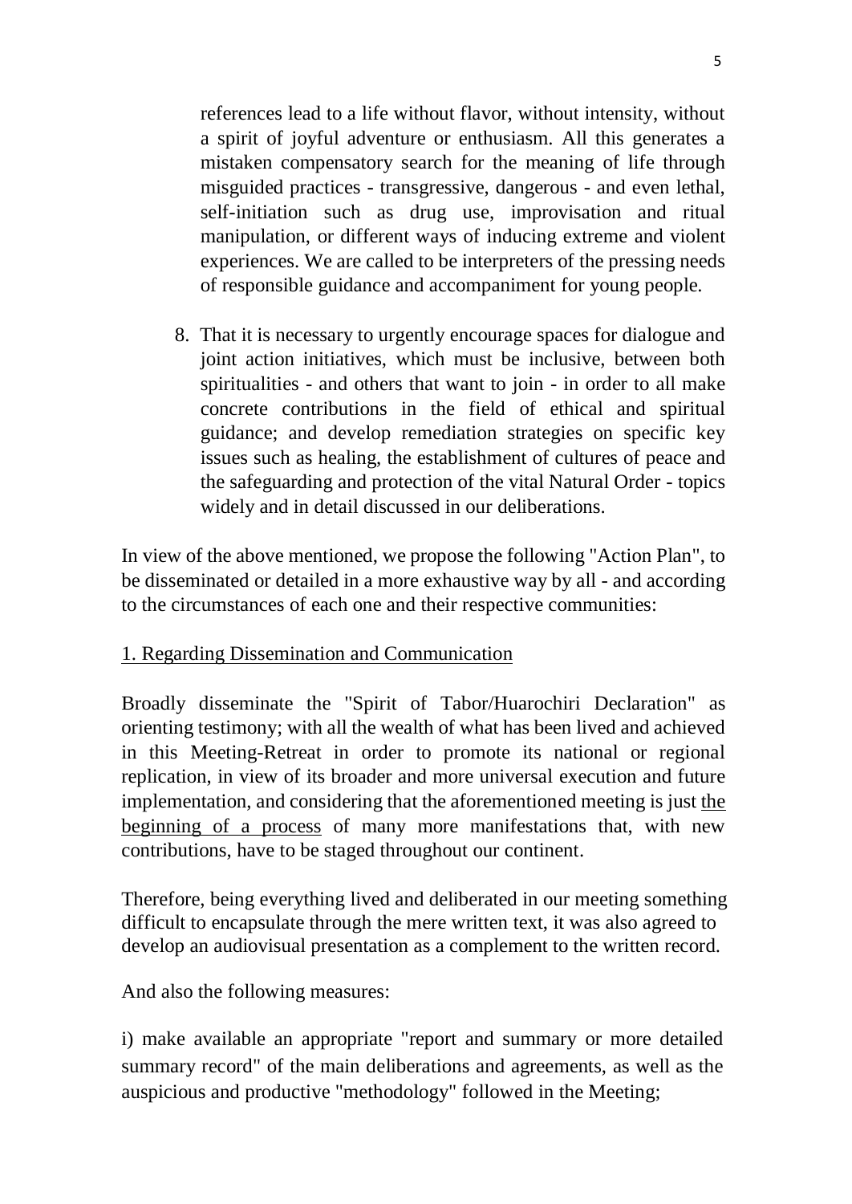references lead to a life without flavor, without intensity, without a spirit of joyful adventure or enthusiasm. All this generates a mistaken compensatory search for the meaning of life through misguided practices - transgressive, dangerous - and even lethal, self-initiation such as drug use, improvisation and ritual manipulation, or different ways of inducing extreme and violent experiences. We are called to be interpreters of the pressing needs of responsible guidance and accompaniment for young people.

8. That it is necessary to urgently encourage spaces for dialogue and joint action initiatives, which must be inclusive, between both spiritualities - and others that want to join - in order to all make concrete contributions in the field of ethical and spiritual guidance; and develop remediation strategies on specific key issues such as healing, the establishment of cultures of peace and the safeguarding and protection of the vital Natural Order - topics widely and in detail discussed in our deliberations.

In view of the above mentioned, we propose the following "Action Plan", to be disseminated or detailed in a more exhaustive way by all - and according to the circumstances of each one and their respective communities:

<u>1. Regarding Dissemination and Communication</u>

Broadly disseminate the "Spirit of Tabor/Huarochiri Declaration" as orienting testimony; with all the wealth of what has been lived and achieved in this Meeting-Retreat in order to promote its national or regional replication, in view of its broader and more universal execution and future implementation, and considering that the aforementioned meeting is just <u>the beginning of a process</u> of many more manifestations that, with new contributions, have to be staged throughout our continent.

Therefore, being everything lived and deliberated in our meeting something difficult to encapsulate through the mere written text, it was also agreed to develop an audiovisual presentation as a complement to the written record.

And also the following measures:

i) make available an appropriate "report and summary or more detailed summary record" of the main deliberations and agreements, as well as the auspicious and productive "methodology" followed in the Meeting;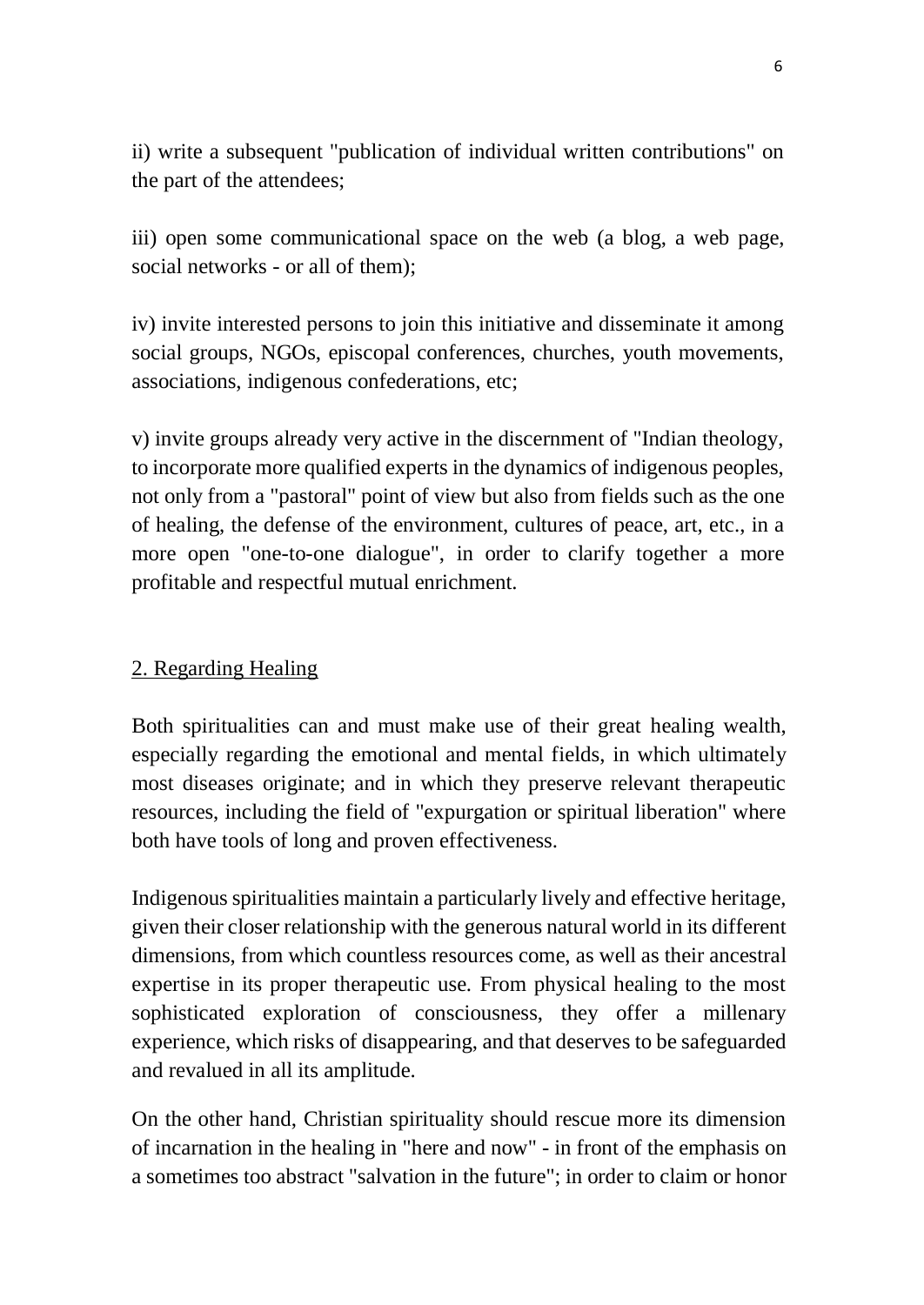ii) write a subsequent "publication of individual written contributions" on the part of the attendees;

iii) open some communicational space on the web (a blog, a web page, social networks - or all of them);

iv) invite interested persons to join this initiative and disseminate it among social groups, NGOs, episcopal conferences, churches, youth movements, associations, indigenous confederations, etc;

v) invite groups already very active in the discernment of "Indian theology, to incorporate more qualified experts in the dynamics of indigenous peoples, not only from a "pastoral" point of view but also from fields such as the one of healing, the defense of the environment, cultures of peace, art, etc., in a more open "one-to-one dialogue", in order to clarify together a more profitable and respectful mutual enrichment.

## 2. Regarding Healing

Both spiritualities can and must make use of their great healing wealth, especially regarding the emotional and mental fields, in which ultimately most diseases originate; and in which they preserve relevant therapeutic resources, including the field of "expurgation or spiritual liberation" where both have tools of long and proven effectiveness.

Indigenous spiritualities maintain a particularly lively and effective heritage, given their closer relationship with the generous natural world in its different dimensions, from which countless resources come, as well as their ancestral expertise in its proper therapeutic use. From physical healing to the most sophisticated exploration of consciousness, they offer a millenary experience, which risks of disappearing, and that deserves to be safeguarded and revalued in all its amplitude.

On the other hand, Christian spirituality should rescue more its dimension of incarnation in the healing in "here and now" - in front of the emphasis on a sometimes too abstract "salvation in the future"; in order to claim or honor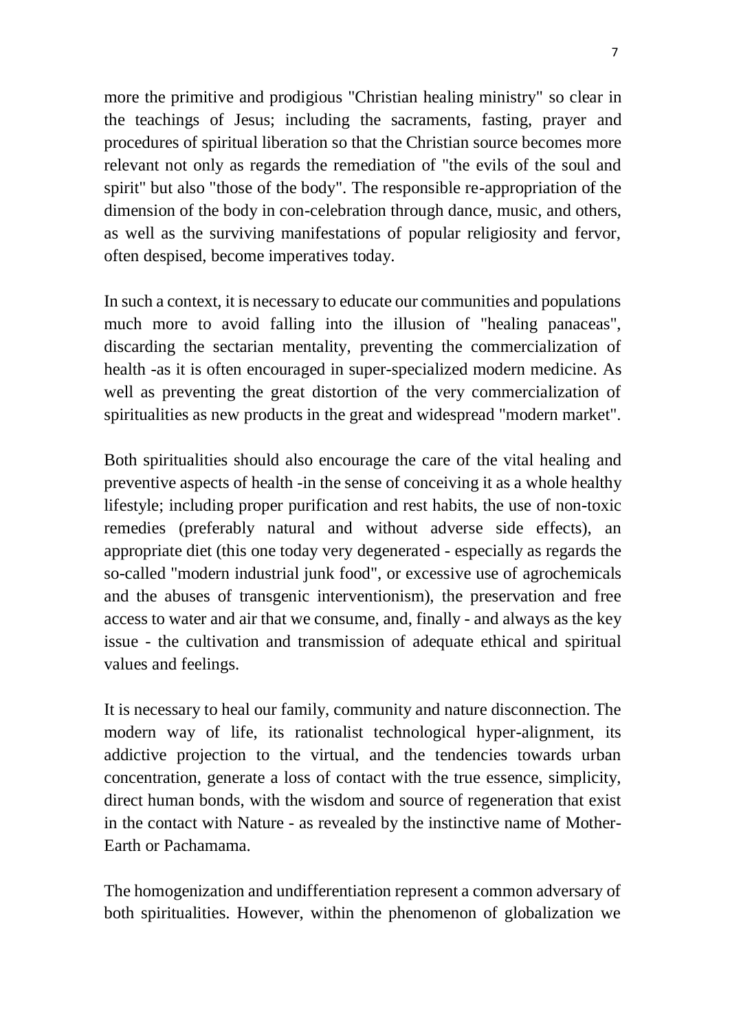more the primitive and prodigious "Christian healing ministry" so clear in the teachings of Jesus; including the sacraments, fasting, prayer and procedures of spiritual liberation so that the Christian source becomes more relevant not only as regards the remediation of "the evils of the soul and spirit" but also "those of the body". The responsible re-appropriation of the dimension of the body in con-celebration through dance, music, and others, as well as the surviving manifestations of popular religiosity and fervor, often despised, become imperatives today.

In such a context, it is necessary to educate our communities and populations much more to avoid falling into the illusion of "healing panaceas", discarding the sectarian mentality, preventing the commercialization of health -as it is often encouraged in super-specialized modern medicine. As well as preventing the great distortion of the very commercialization of spiritualities as new products in the great and widespread "modern market".

Both spiritualities should also encourage the care of the vital healing and preventive aspects of health -in the sense of conceiving it as a whole healthy lifestyle; including proper purification and rest habits, the use of non-toxic remedies (preferably natural and without adverse side effects), an appropriate diet (this one today very degenerated - especially as regards the so-called "modern industrial junk food", or excessive use of agrochemicals and the abuses of transgenic interventionism), the preservation and free access to water and air that we consume, and, finally - and always as the key issue - the cultivation and transmission of adequate ethical and spiritual values and feelings.

It is necessary to heal our family, community and nature disconnection. The modern way of life, its rationalist technological hyper-alignment, its addictive projection to the virtual, and the tendencies towards urban concentration, generate a loss of contact with the true essence, simplicity, direct human bonds, with the wisdom and source of regeneration that exist in the contact with Nature - as revealed by the instinctive name of Mother-Earth or Pachamama.

The homogenization and undifferentiation represent a common adversary of both spiritualities. However, within the phenomenon of globalization we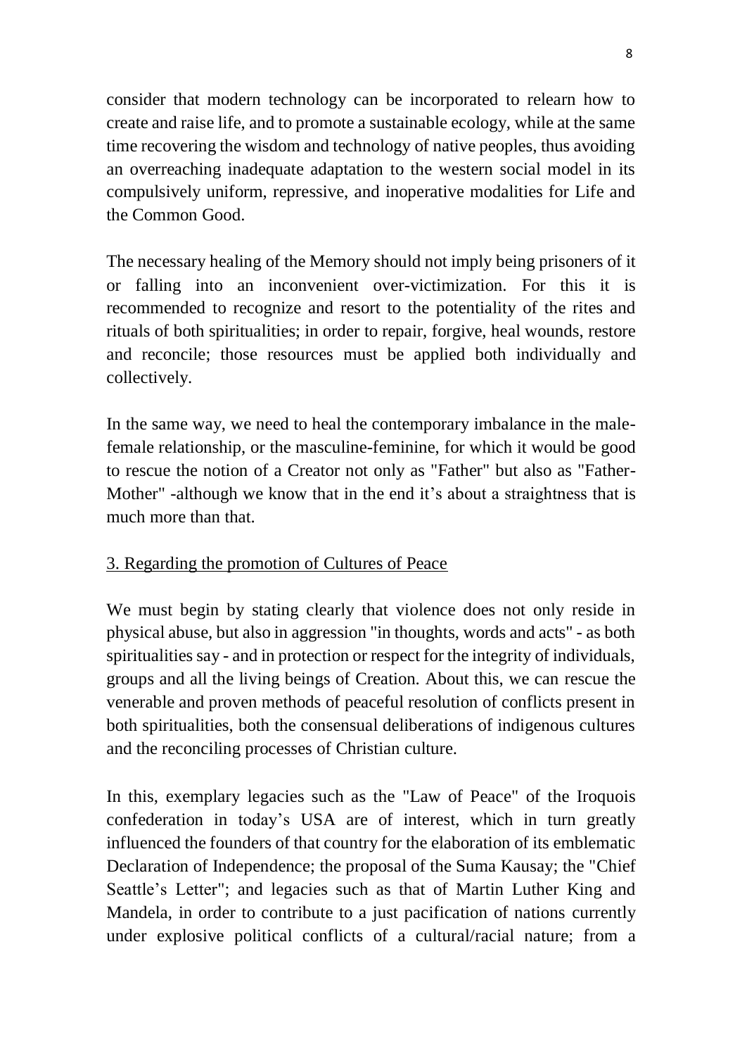consider that modern technology can be incorporated to relearn how to create and raise life, and to promote a sustainable ecology, while at the same time recovering the wisdom and technology of native peoples, thus avoiding an overreaching inadequate adaptation to the western social model in its compulsively uniform, repressive, and inoperative modalities for Life and the Common Good.

The necessary healing of the Memory should not imply being prisoners of it or falling into an inconvenient over-victimization. For this it is recommended to recognize and resort to the potentiality of the rites and rituals of both spiritualities; in order to repair, forgive, heal wounds, restore and reconcile; those resources must be applied both individually and collectively.

In the same way, we need to heal the contemporary imbalance in the male-female relationship, or the masculine-feminine, for which it would be good to rescue the notion of a Creator not only as "Father" but also as "Father-Mother" -although we know that in the end it's about a straightness that is much more than that.

## 3. Regarding the promotion of Cultures of Peace

We must begin by stating clearly that violence does not only reside in physical abuse, but also in aggression "in thoughts, words and acts" - as both spiritualities say - and in protection or respect for the integrity of individuals, groups and all the living beings of Creation. About this, we can rescue the venerable and proven methods of peaceful resolution of conflicts present in both spiritualities, both the consensual deliberations of indigenous cultures and the reconciling processes of Christian culture.

In this, exemplary legacies such as the "Law of Peace" of the Iroquois confederation in today's USA are of interest, which in turn greatly influenced the founders of that country for the elaboration of its emblematic Declaration of Independence; the proposal of the Suma Kausay; the "Chief Seattle's Letter"; and legacies such as that of Martin Luther King and Mandela, in order to contribute to a just pacification of nations currently under explosive political conflicts of a cultural/racial nature; from a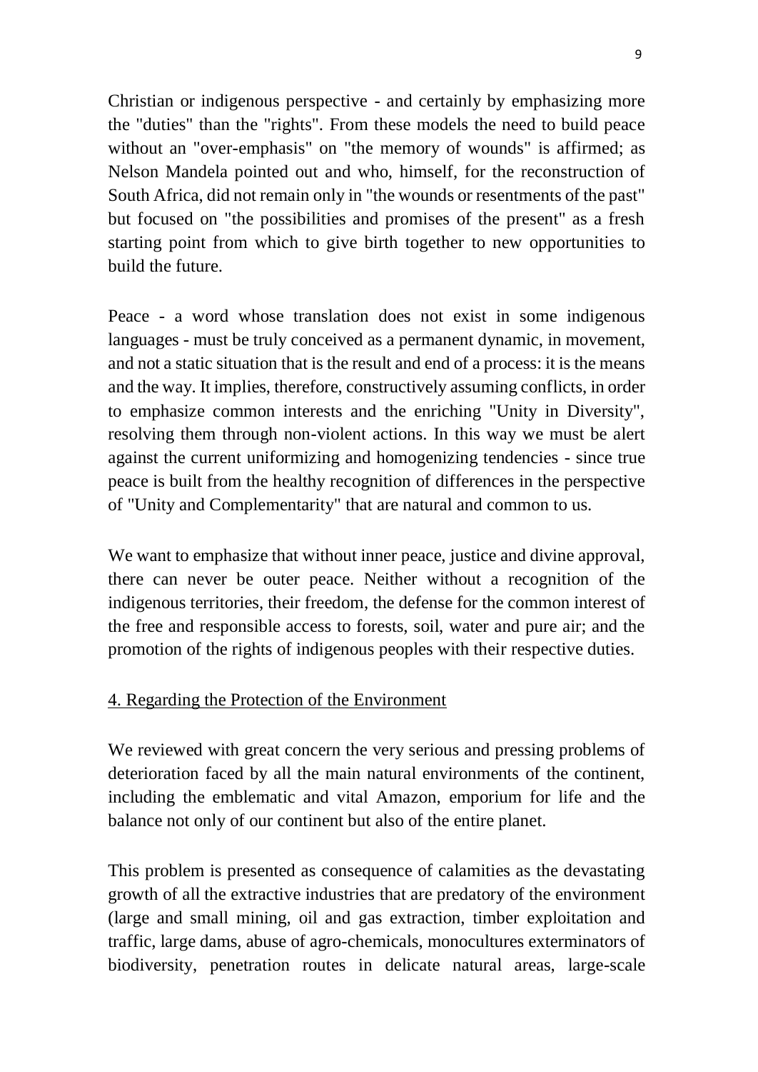Christian or indigenous perspective - and certainly by emphasizing more the "duties" than the "rights". From these models the need to build peace without an "over-emphasis" on "the memory of wounds" is affirmed; as Nelson Mandela pointed out and who, himself, for the reconstruction of South Africa, did not remain only in "the wounds or resentments of the past" but focused on "the possibilities and promises of the present" as a fresh starting point from which to give birth together to new opportunities to build the future.

Peace - a word whose translation does not exist in some indigenous languages - must be truly conceived as a permanent dynamic, in movement, and not a static situation that is the result and end of a process: it is the means and the way. It implies, therefore, constructively assuming conflicts, in order to emphasize common interests and the enriching "Unity in Diversity", resolving them through non-violent actions. In this way we must be alert against the current uniformizing and homogenizing tendencies - since true peace is built from the healthy recognition of differences in the perspective of "Unity and Complementarity" that are natural and common to us.

We want to emphasize that without inner peace, justice and divine approval, there can never be outer peace. Neither without a recognition of the indigenous territories, their freedom, the defense for the common interest of the free and responsible access to forests, soil, water and pure air; and the promotion of the rights of indigenous peoples with their respective duties.

## 4. Regarding the Protection of the Environment

We reviewed with great concern the very serious and pressing problems of deterioration faced by all the main natural environments of the continent, including the emblematic and vital Amazon, emporium for life and the balance not only of our continent but also of the entire planet.

This problem is presented as consequence of calamities as the devastating growth of all the extractive industries that are predatory of the environment (large and small mining, oil and gas extraction, timber exploitation and traffic, large dams, abuse of agro-chemicals, monocultures exterminators of biodiversity, penetration routes in delicate natural areas, large-scale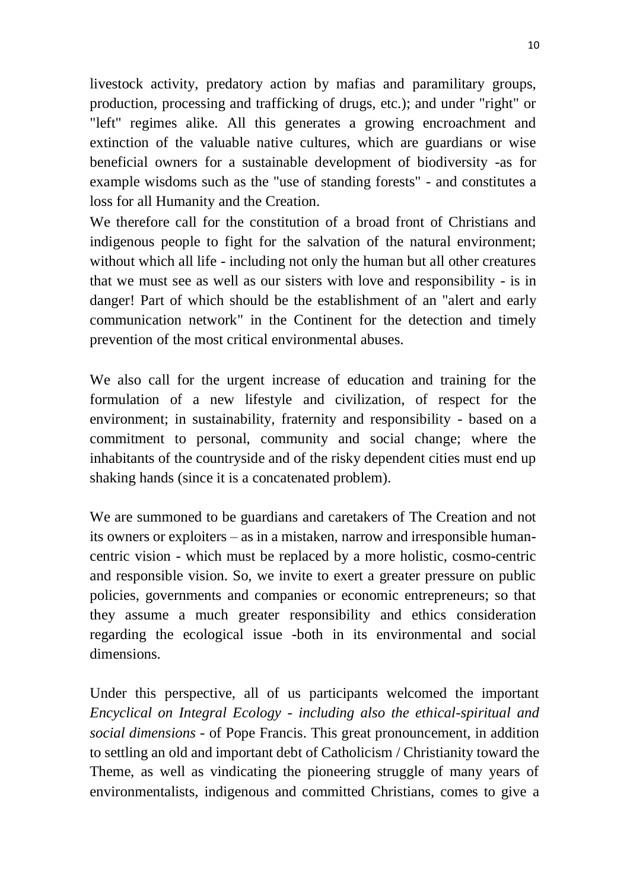livestock activity, predatory action by mafias and paramilitary groups, production, processing and trafficking of drugs, etc.); and under "right" or "left" regimes alike. All this generates a growing encroachment and extinction of the valuable native cultures, which are guardians or wise beneficial owners for a sustainable development of biodiversity -as for example wisdoms such as the "use of standing forests" - and constitutes a loss for all Humanity and the Creation.

We therefore call for the constitution of a broad front of Christians and indigenous people to fight for the salvation of the natural environment; without which all life - including not only the human but all other creatures that we must see as well as our sisters with love and responsibility - is in danger! Part of which should be the establishment of an "alert and early communication network" in the Continent for the detection and timely prevention of the most critical environmental abuses.

We also call for the urgent increase of education and training for the formulation of a new lifestyle and civilization, of respect for the environment; in sustainability, fraternity and responsibility - based on a commitment to personal, community and social change; where the inhabitants of the countryside and of the risky dependent cities must end up shaking hands (since it is a concatenated problem).

We are summoned to be guardians and caretakers of The Creation and not its owners or exploiters – as in a mistaken, narrow and irresponsible human-centric vision - which must be replaced by a more holistic, cosmo-centric and responsible vision. So, we invite to exert a greater pressure on public policies, governments and companies or economic entrepreneurs; so that they assume a much greater responsibility and ethics consideration regarding the ecological issue -both in its environmental and social dimensions.

Under this perspective, all of us participants welcomed the important *Encyclical on Integral Ecology - including also the ethical-spiritual and social dimensions* - of Pope Francis. This great pronouncement, in addition to settling an old and important debt of Catholicism / Christianity toward the Theme, as well as vindicating the pioneering struggle of many years of environmentalists, indigenous and committed Christians, comes to give a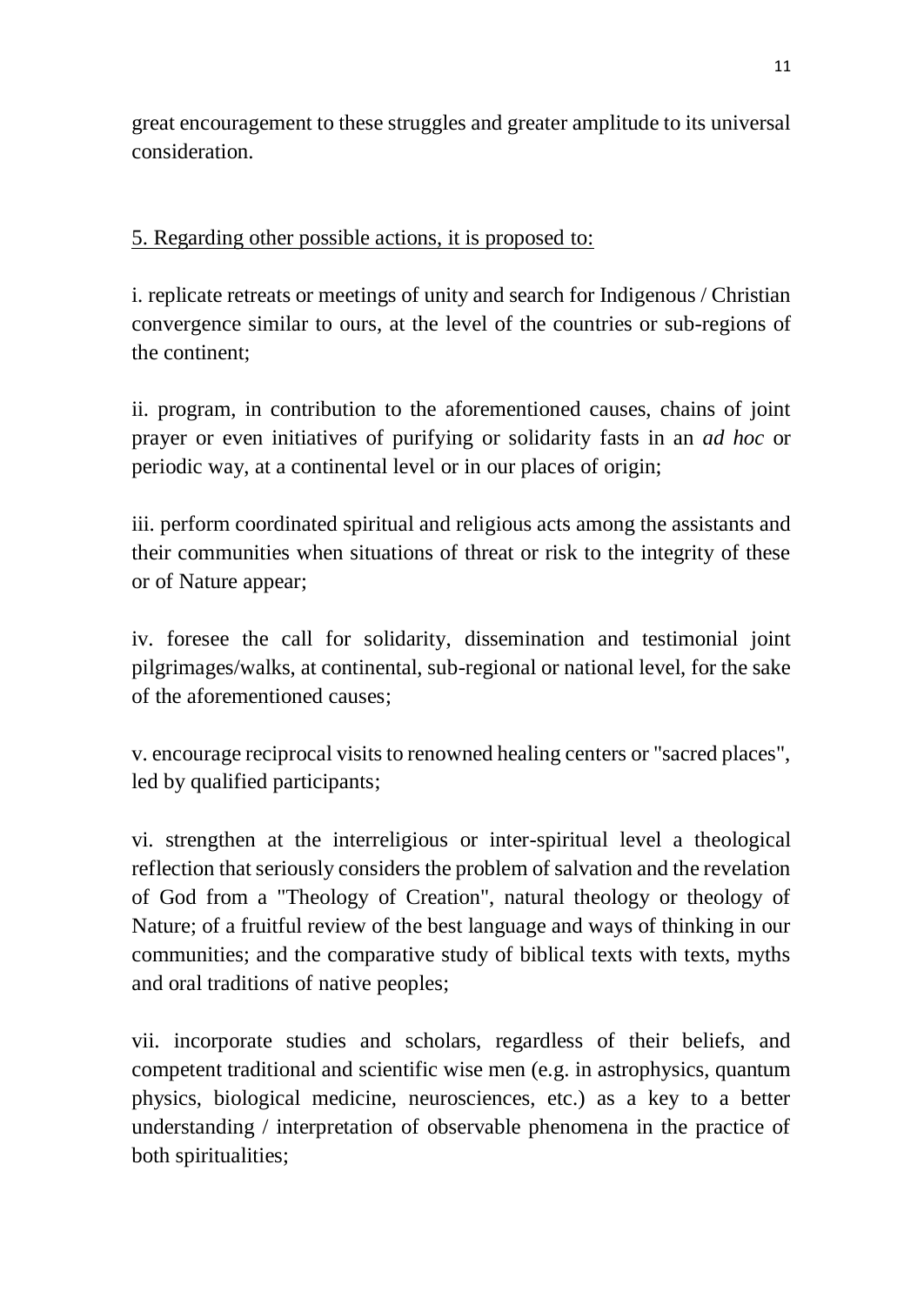great encouragement to these struggles and greater amplitude to its universal consideration.

<u>5. Regarding other possible actions, it is proposed to:</u>

i. replicate retreats or meetings of unity and search for Indigenous / Christian convergence similar to ours, at the level of the countries or sub-regions of the continent;

ii. program, in contribution to the aforementioned causes, chains of joint prayer or even initiatives of purifying or solidarity fasts in an *ad hoc* or periodic way, at a continental level or in our places of origin;

iii. perform coordinated spiritual and religious acts among the assistants and their communities when situations of threat or risk to the integrity of these or of Nature appear;

iv. foresee the call for solidarity, dissemination and testimonial joint pilgrimages/walks, at continental, sub-regional or national level, for the sake of the aforementioned causes;

v. encourage reciprocal visits to renowned healing centers or "sacred places", led by qualified participants;

vi. strengthen at the interreligious or inter-spiritual level a theological reflection that seriously considers the problem of salvation and the revelation of God from a "Theology of Creation", natural theology or theology of Nature; of a fruitful review of the best language and ways of thinking in our communities; and the comparative study of biblical texts with texts, myths and oral traditions of native peoples;

vii. incorporate studies and scholars, regardless of their beliefs, and competent traditional and scientific wise men (e.g. in astrophysics, quantum physics, biological medicine, neurosciences, etc.) as a key to a better understanding / interpretation of observable phenomena in the practice of both spiritualities;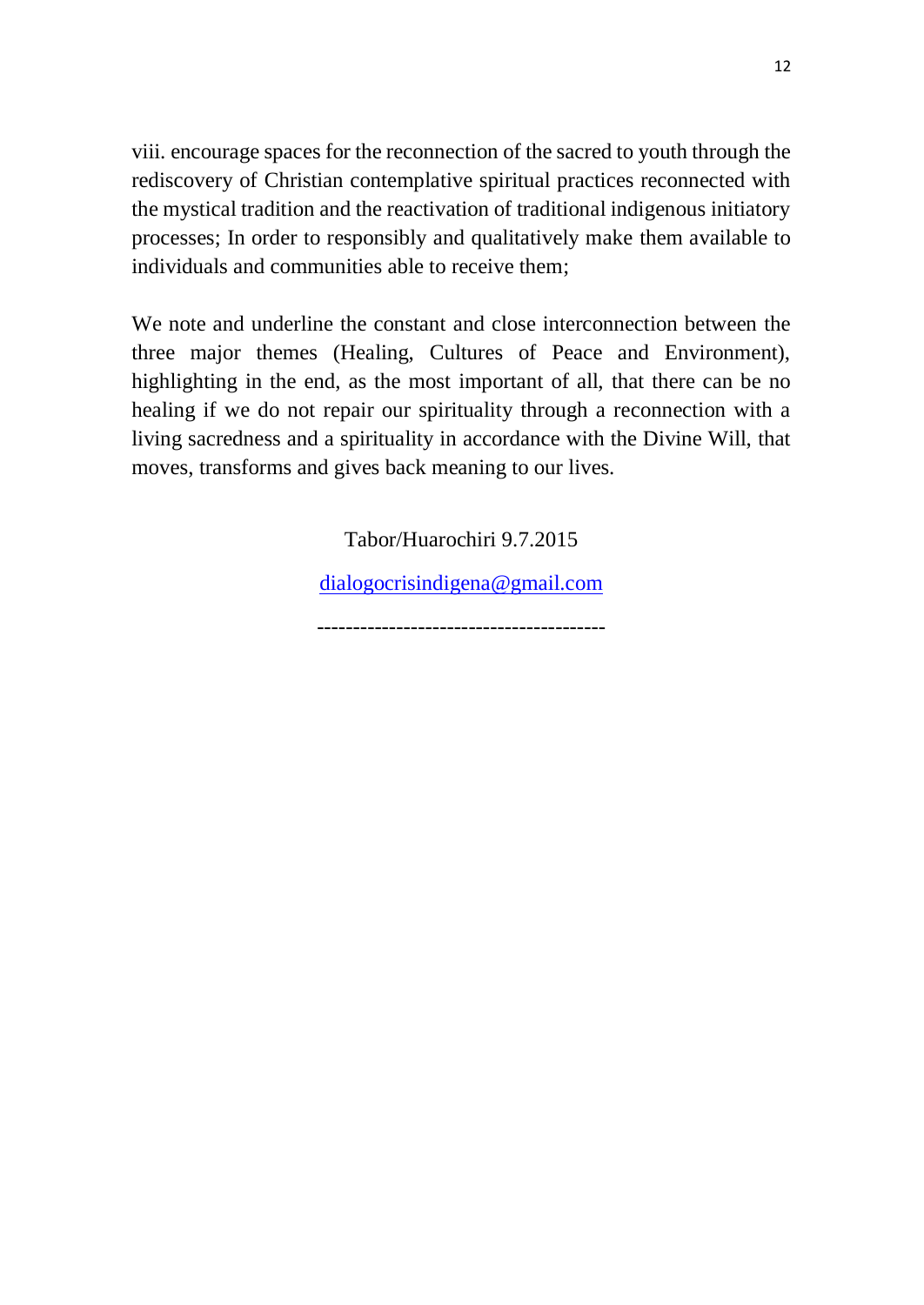viii. encourage spaces for the reconnection of the sacred to youth through the rediscovery of Christian contemplative spiritual practices reconnected with the mystical tradition and the reactivation of traditional indigenous initiatory processes; In order to responsibly and qualitatively make them available to individuals and communities able to receive them;

We note and underline the constant and close interconnection between the three major themes (Healing, Cultures of Peace and Environment), highlighting in the end, as the most important of all, that there can be no healing if we do not repair our spirituality through a reconnection with a living sacredness and a spirituality in accordance with the Divine Will, that moves, transforms and gives back meaning to our lives.

Tabor/Huarochiri 9.7.2015

dialogocrisindigena@gmail.com

---------------------------------------